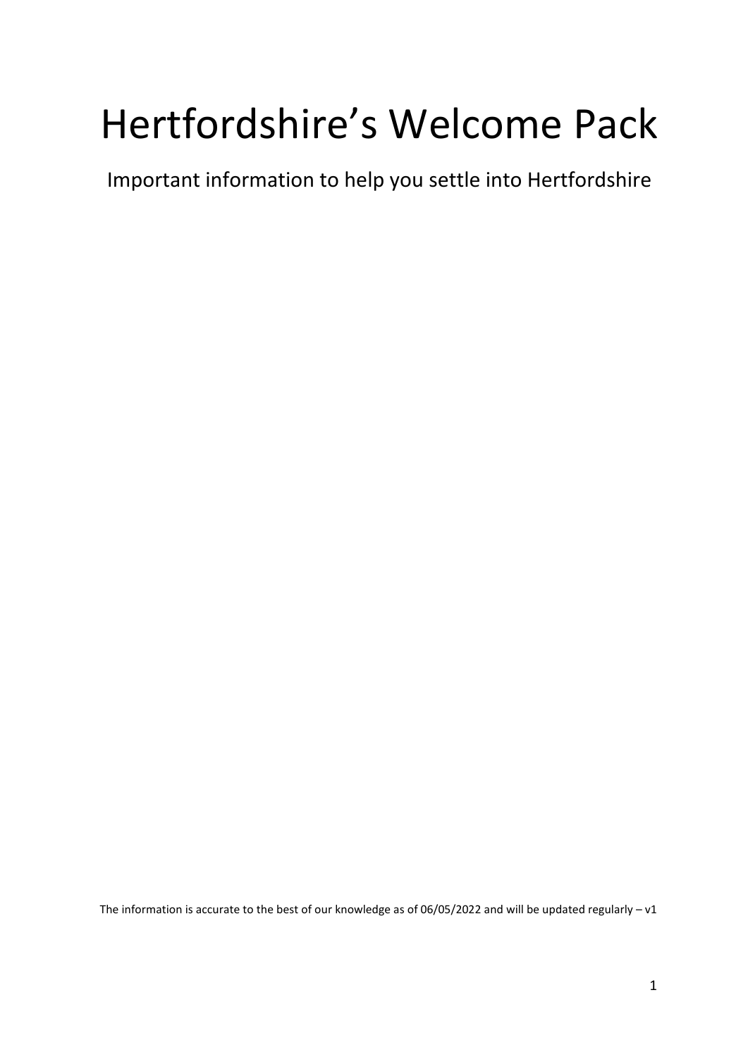# Hertfordshire's Welcome Pack

Important information to help you settle into Hertfordshire

The information is accurate to the best of our knowledge as of 06/05/2022 and will be updated regularly – v1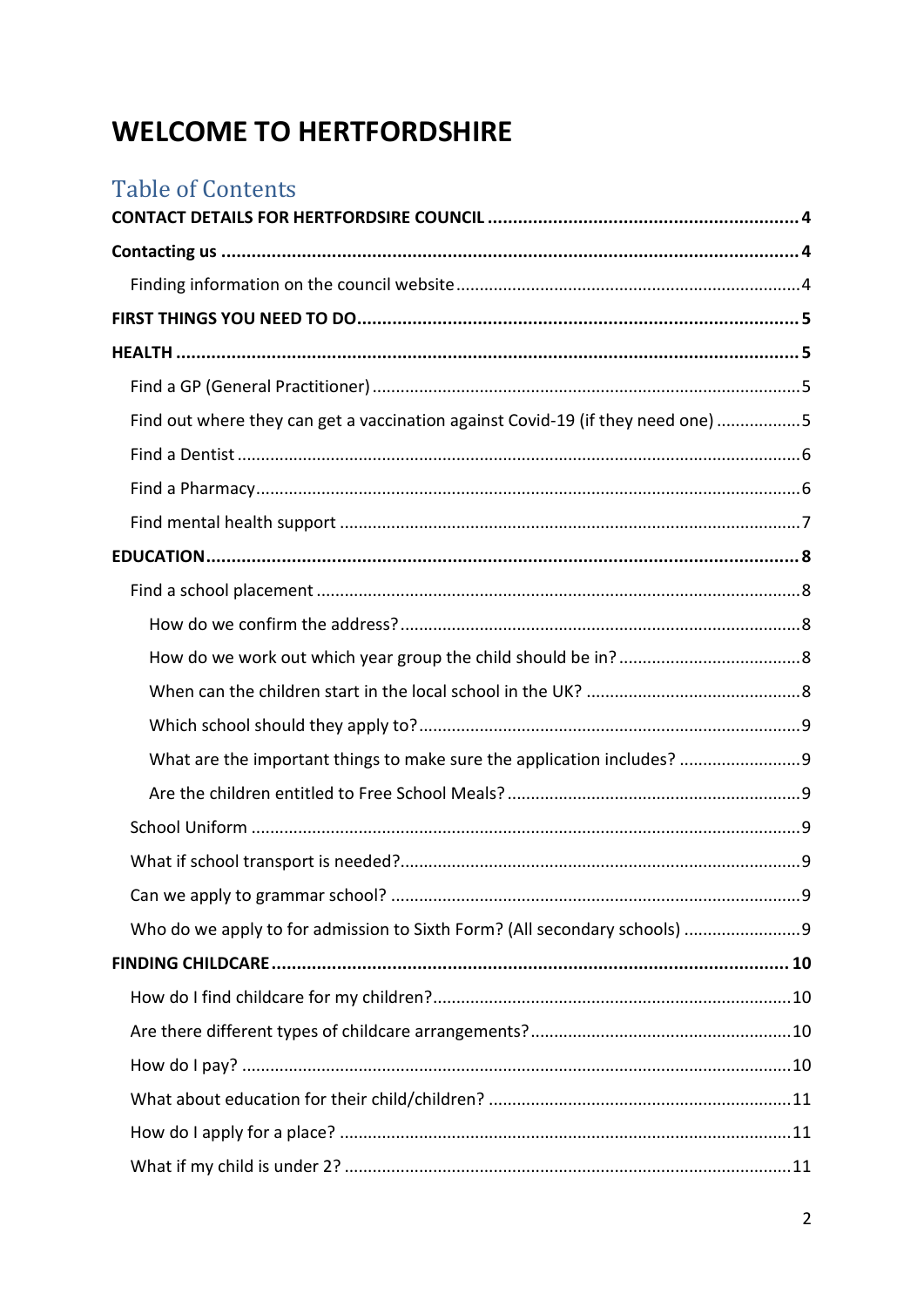# WELCOME TO HERTFORDSHIRE

## Table of Contents

**CONTACT DETAILS FOR HERTFORDSIRE COUNCIL** .......... 4

**Contacting us** .......... 4

- Finding information on the council website .......... 4

**FIRST THINGS YOU NEED TO DO** .......... 5

**HEALTH** .......... 5

- Find a GP (General Practitioner) .......... 5
- Find out where they can get a vaccination against Covid-19 (if they need one) .......... 5
- Find a Dentist .......... 6
- Find a Pharmacy .......... 6
- Find mental health support .......... 7

**EDUCATION** .......... 8

- Find a school placement .......... 8
  - How do we confirm the address? .......... 8
  - How do we work out which year group the child should be in? .......... 8
  - When can the children start in the local school in the UK? .......... 8
  - Which school should they apply to? .......... 9
  - What are the important things to make sure the application includes? .......... 9
  - Are the children entitled to Free School Meals? .......... 9
- School Uniform .......... 9
- What if school transport is needed? .......... 9
- Can we apply to grammar school? .......... 9
- Who do we apply to for admission to Sixth Form? (All secondary schools) .......... 9

**FINDING CHILDCARE** .......... 10

- How do I find childcare for my children? .......... 10
- Are there different types of childcare arrangements? .......... 10
- How do I pay? .......... 10
- What about education for their child/children? .......... 11
- How do I apply for a place? .......... 11
- What if my child is under 2? .......... 11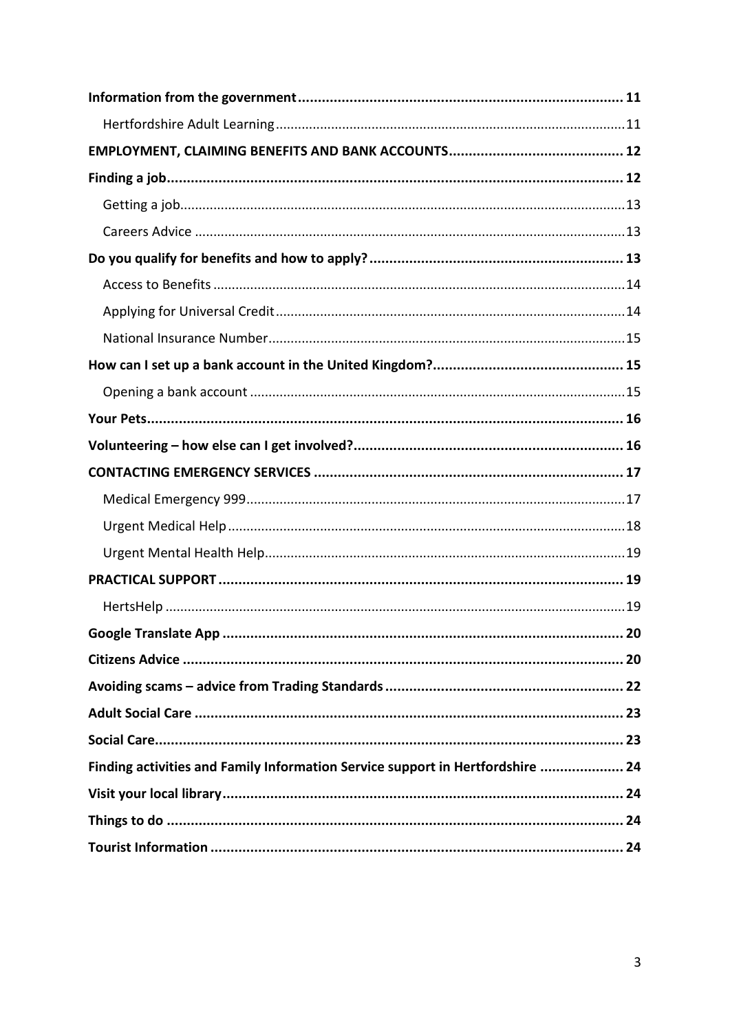**Information from the government** ..... 11

Hertfordshire Adult Learning ..... 11

**EMPLOYMENT, CLAIMING BENEFITS AND BANK ACCOUNTS** ..... 12

**Finding a job** ..... 12

Getting a job ..... 13

Careers Advice ..... 13

**Do you qualify for benefits and how to apply?** ..... 13

Access to Benefits ..... 14

Applying for Universal Credit ..... 14

National Insurance Number ..... 15

**How can I set up a bank account in the United Kingdom?** ..... 15

Opening a bank account ..... 15

**Your Pets** ..... 16

**Volunteering – how else can I get involved?** ..... 16

**CONTACTING EMERGENCY SERVICES** ..... 17

Medical Emergency 999 ..... 17

Urgent Medical Help ..... 18

Urgent Mental Health Help ..... 19

**PRACTICAL SUPPORT** ..... 19

HertsHelp ..... 19

**Google Translate App** ..... 20

**Citizens Advice** ..... 20

**Avoiding scams – advice from Trading Standards** ..... 22

**Adult Social Care** ..... 23

**Social Care** ..... 23

**Finding activities and Family Information Service support in Hertfordshire** ..... 24

**Visit your local library** ..... 24

**Things to do** ..... 24

**Tourist Information** ..... 24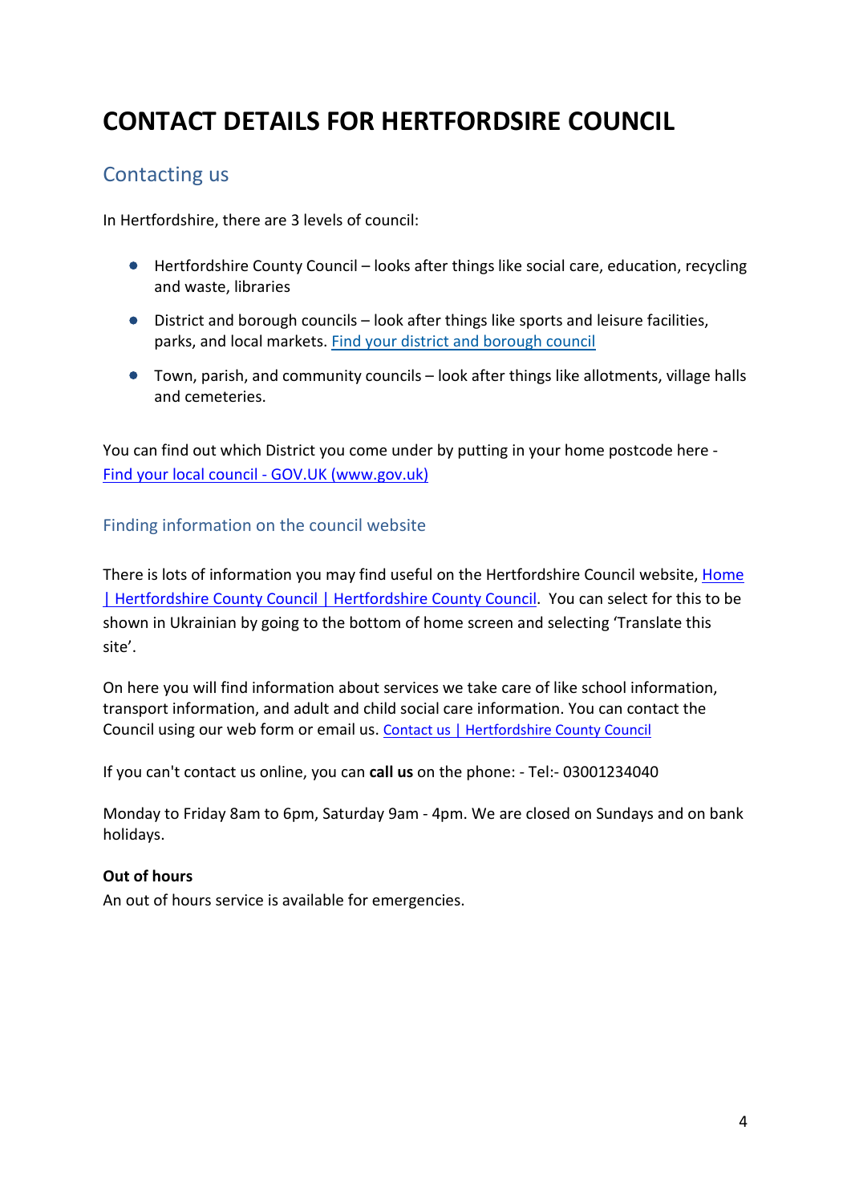# CONTACT DETAILS FOR HERTFORDSIRE COUNCIL

## Contacting us

In Hertfordshire, there are 3 levels of council:

- Hertfordshire County Council – looks after things like social care, education, recycling and waste, libraries
- District and borough councils – look after things like sports and leisure facilities, parks, and local markets. Find your district and borough council
- Town, parish, and community councils – look after things like allotments, village halls and cemeteries.

You can find out which District you come under by putting in your home postcode here - Find your local council - GOV.UK (www.gov.uk)

### Finding information on the council website

There is lots of information you may find useful on the Hertfordshire Council website, Home | Hertfordshire County Council | Hertfordshire County Council. You can select for this to be shown in Ukrainian by going to the bottom of home screen and selecting 'Translate this site'.

On here you will find information about services we take care of like school information, transport information, and adult and child social care information. You can contact the Council using our web form or email us. Contact us | Hertfordshire County Council

If you can't contact us online, you can **call us** on the phone: - Tel:- 03001234040

Monday to Friday 8am to 6pm, Saturday 9am - 4pm. We are closed on Sundays and on bank holidays.

**Out of hours**
An out of hours service is available for emergencies.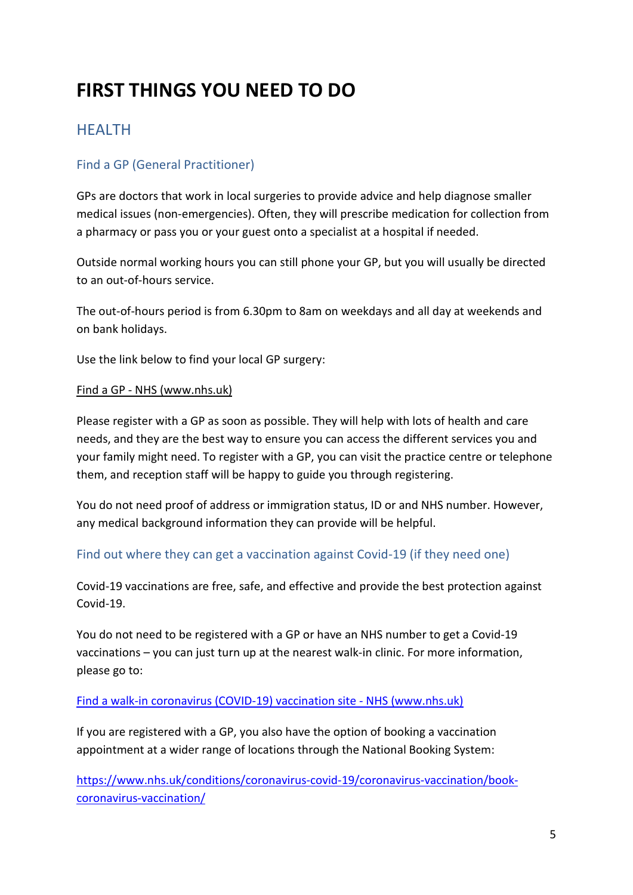# FIRST THINGS YOU NEED TO DO

## HEALTH

### Find a GP (General Practitioner)

GPs are doctors that work in local surgeries to provide advice and help diagnose smaller medical issues (non-emergencies). Often, they will prescribe medication for collection from a pharmacy or pass you or your guest onto a specialist at a hospital if needed.

Outside normal working hours you can still phone your GP, but you will usually be directed to an out-of-hours service.

The out-of-hours period is from 6.30pm to 8am on weekdays and all day at weekends and on bank holidays.

Use the link below to find your local GP surgery:

Find a GP - NHS (www.nhs.uk)

Please register with a GP as soon as possible. They will help with lots of health and care needs, and they are the best way to ensure you can access the different services you and your family might need. To register with a GP, you can visit the practice centre or telephone them, and reception staff will be happy to guide you through registering.

You do not need proof of address or immigration status, ID or and NHS number. However, any medical background information they can provide will be helpful.

### Find out where they can get a vaccination against Covid-19 (if they need one)

Covid-19 vaccinations are free, safe, and effective and provide the best protection against Covid-19.

You do not need to be registered with a GP or have an NHS number to get a Covid-19 vaccinations – you can just turn up at the nearest walk-in clinic. For more information, please go to:

Find a walk-in coronavirus (COVID-19) vaccination site - NHS (www.nhs.uk)

If you are registered with a GP, you also have the option of booking a vaccination appointment at a wider range of locations through the National Booking System:

https://www.nhs.uk/conditions/coronavirus-covid-19/coronavirus-vaccination/book-coronavirus-vaccination/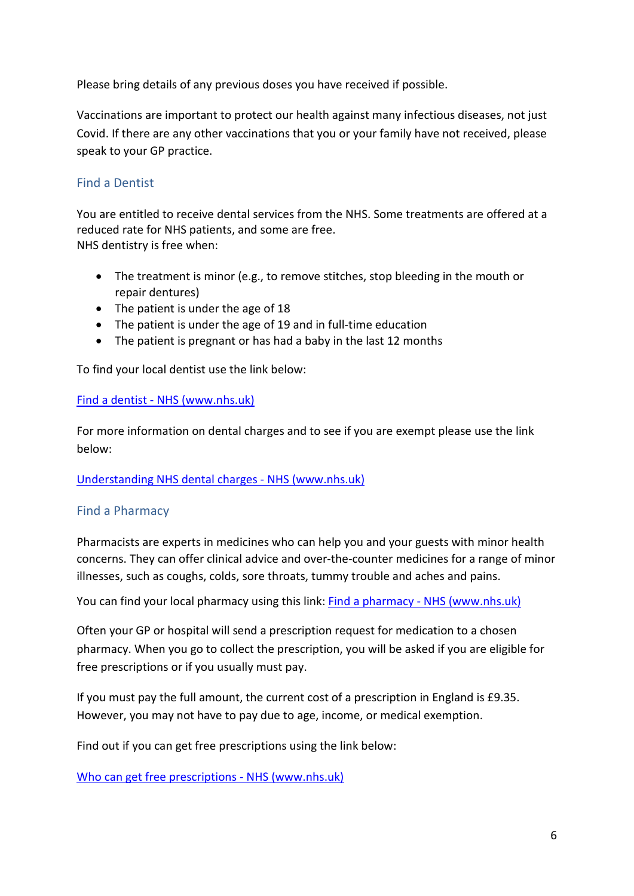Please bring details of any previous doses you have received if possible.

Vaccinations are important to protect our health against many infectious diseases, not just Covid. If there are any other vaccinations that you or your family have not received, please speak to your GP practice.

## Find a Dentist

You are entitled to receive dental services from the NHS. Some treatments are offered at a reduced rate for NHS patients, and some are free.
NHS dentistry is free when:

- The treatment is minor (e.g., to remove stitches, stop bleeding in the mouth or repair dentures)
- The patient is under the age of 18
- The patient is under the age of 19 and in full-time education
- The patient is pregnant or has had a baby in the last 12 months

To find your local dentist use the link below:

[Find a dentist - NHS (www.nhs.uk)](www.nhs.uk)

For more information on dental charges and to see if you are exempt please use the link below:

[Understanding NHS dental charges - NHS (www.nhs.uk)](www.nhs.uk)

## Find a Pharmacy

Pharmacists are experts in medicines who can help you and your guests with minor health concerns. They can offer clinical advice and over-the-counter medicines for a range of minor illnesses, such as coughs, colds, sore throats, tummy trouble and aches and pains.

You can find your local pharmacy using this link: [Find a pharmacy - NHS (www.nhs.uk)](www.nhs.uk)

Often your GP or hospital will send a prescription request for medication to a chosen pharmacy. When you go to collect the prescription, you will be asked if you are eligible for free prescriptions or if you usually must pay.

If you must pay the full amount, the current cost of a prescription in England is £9.35. However, you may not have to pay due to age, income, or medical exemption.

Find out if you can get free prescriptions using the link below:

[Who can get free prescriptions - NHS (www.nhs.uk)](www.nhs.uk)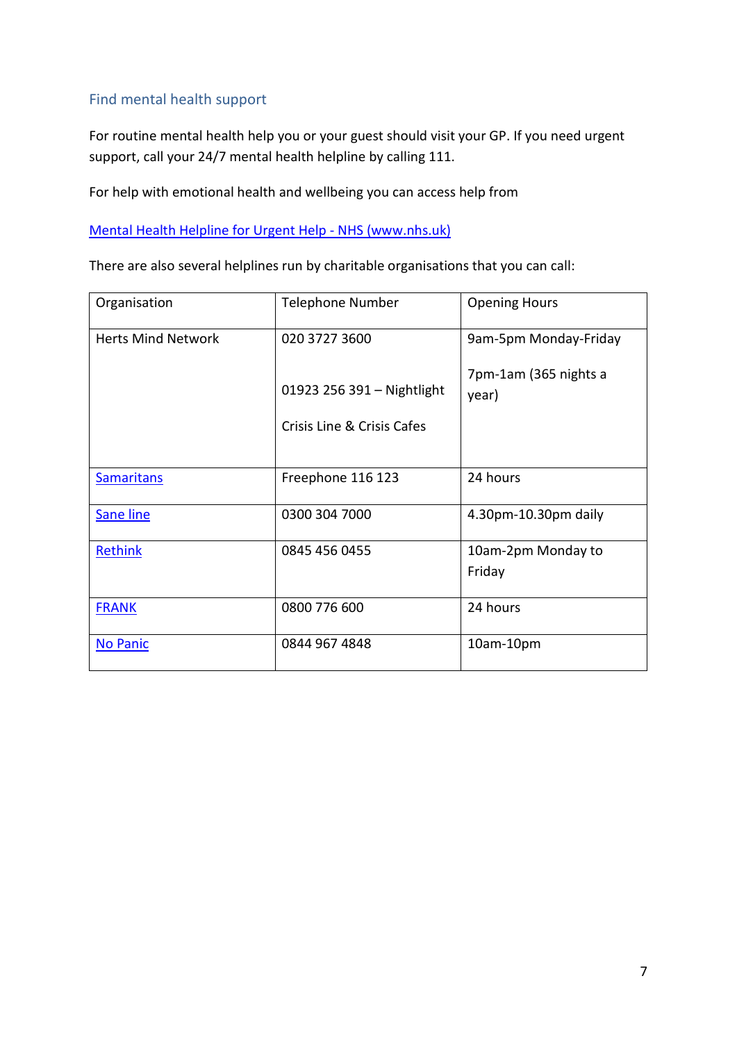## Find mental health support

For routine mental health help you or your guest should visit your GP. If you need urgent support, call your 24/7 mental health helpline by calling 111.

For help with emotional health and wellbeing you can access help from

[Mental Health Helpline for Urgent Help - NHS (www.nhs.uk)]

There are also several helplines run by charitable organisations that you can call:

| Organisation | Telephone Number | Opening Hours |
|---|---|---|
| Herts Mind Network | 020 3727 3600<br><br>01923 256 391 – Nightlight Crisis Line & Crisis Cafes | 9am-5pm Monday-Friday<br><br>7pm-1am (365 nights a year) |
| Samaritans | Freephone 116 123 | 24 hours |
| Sane line | 0300 304 7000 | 4.30pm-10.30pm daily |
| Rethink | 0845 456 0455 | 10am-2pm Monday to Friday |
| FRANK | 0800 776 600 | 24 hours |
| No Panic | 0844 967 4848 | 10am-10pm |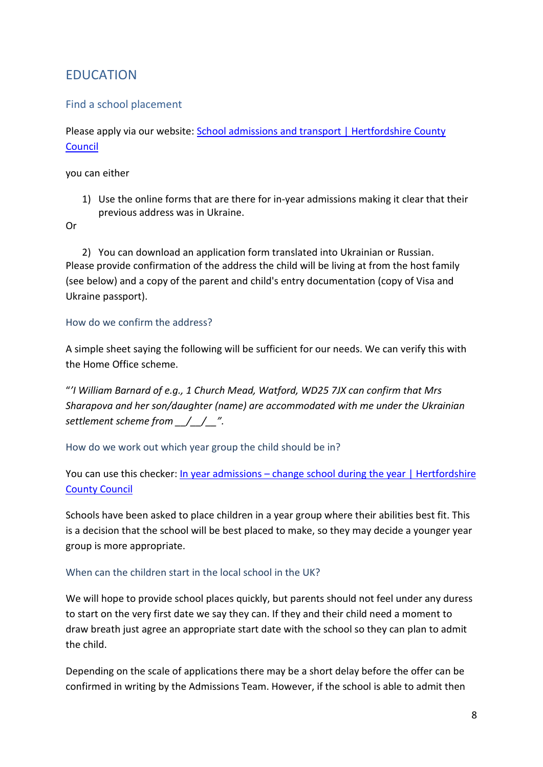# EDUCATION

## Find a school placement

Please apply via our website: [School admissions and transport | Hertfordshire County Council]()

you can either

1) Use the online forms that are there for in-year admissions making it clear that their previous address was in Ukraine.

Or

2) You can download an application form translated into Ukrainian or Russian.

Please provide confirmation of the address the child will be living at from the host family (see below) and a copy of the parent and child's entry documentation (copy of Visa and Ukraine passport).

## How do we confirm the address?

A simple sheet saying the following will be sufficient for our needs. We can verify this with the Home Office scheme.

"*'I William Barnard of e.g., 1 Church Mead, Watford, WD25 7JX can confirm that Mrs Sharapova and her son/daughter (name) are accommodated with me under the Ukrainian settlement scheme from \_\_/\_\_/\_\_".*

## How do we work out which year group the child should be in?

You can use this checker: [In year admissions – change school during the year | Hertfordshire County Council]()

Schools have been asked to place children in a year group where their abilities best fit. This is a decision that the school will be best placed to make, so they may decide a younger year group is more appropriate.

## When can the children start in the local school in the UK?

We will hope to provide school places quickly, but parents should not feel under any duress to start on the very first date we say they can. If they and their child need a moment to draw breath just agree an appropriate start date with the school so they can plan to admit the child.

Depending on the scale of applications there may be a short delay before the offer can be confirmed in writing by the Admissions Team. However, if the school is able to admit then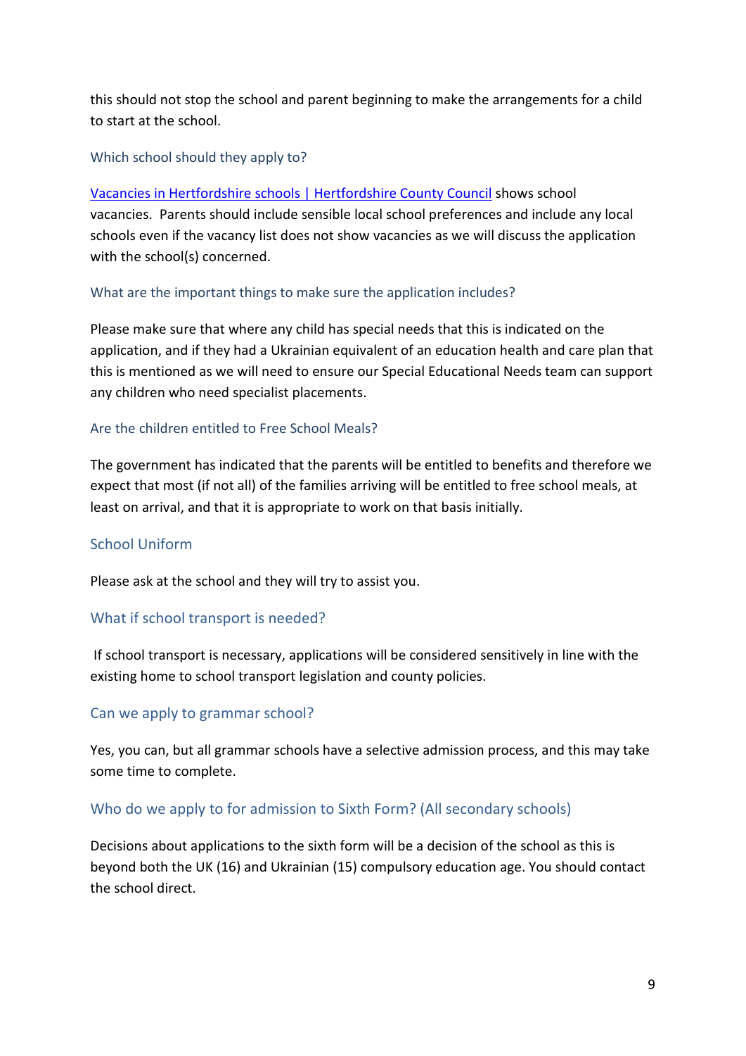this should not stop the school and parent beginning to make the arrangements for a child to start at the school.

### Which school should they apply to?

[Vacancies in Hertfordshire schools | Hertfordshire County Council] shows school vacancies. Parents should include sensible local school preferences and include any local schools even if the vacancy list does not show vacancies as we will discuss the application with the school(s) concerned.

### What are the important things to make sure the application includes?

Please make sure that where any child has special needs that this is indicated on the application, and if they had a Ukrainian equivalent of an education health and care plan that this is mentioned as we will need to ensure our Special Educational Needs team can support any children who need specialist placements.

### Are the children entitled to Free School Meals?

The government has indicated that the parents will be entitled to benefits and therefore we expect that most (if not all) of the families arriving will be entitled to free school meals, at least on arrival, and that it is appropriate to work on that basis initially.

## School Uniform

Please ask at the school and they will try to assist you.

## What if school transport is needed?

If school transport is necessary, applications will be considered sensitively in line with the existing home to school transport legislation and county policies.

## Can we apply to grammar school?

Yes, you can, but all grammar schools have a selective admission process, and this may take some time to complete.

## Who do we apply to for admission to Sixth Form? (All secondary schools)

Decisions about applications to the sixth form will be a decision of the school as this is beyond both the UK (16) and Ukrainian (15) compulsory education age. You should contact the school direct.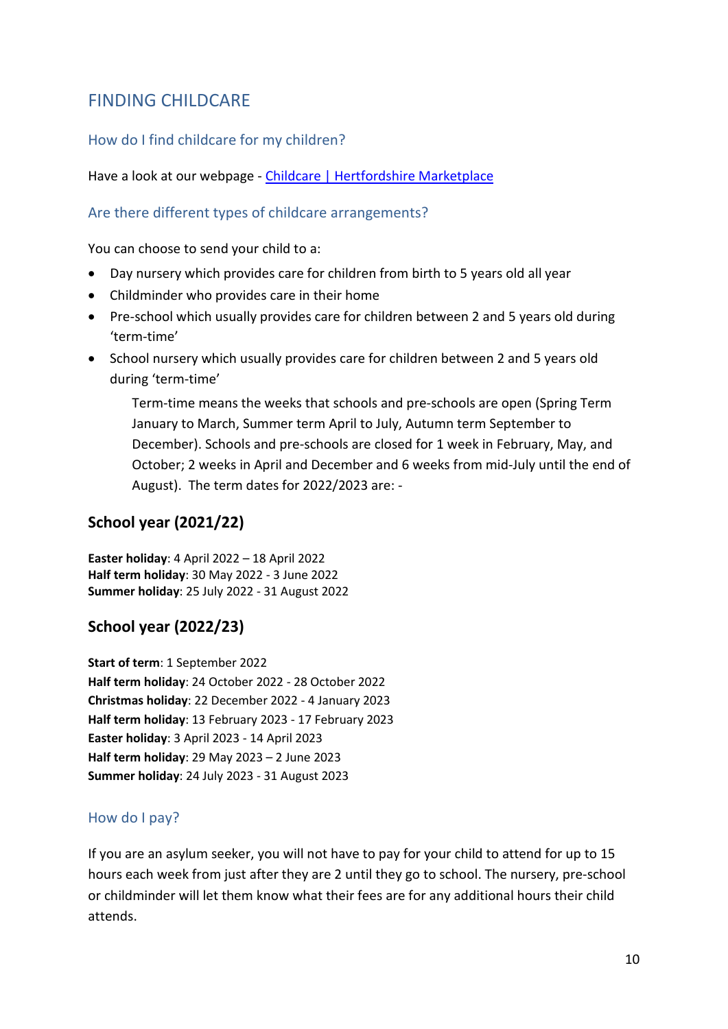## FINDING CHILDCARE

### How do I find childcare for my children?

Have a look at our webpage - [Childcare | Hertfordshire Marketplace]()

### Are there different types of childcare arrangements?

You can choose to send your child to a:

- Day nursery which provides care for children from birth to 5 years old all year
- Childminder who provides care in their home
- Pre-school which usually provides care for children between 2 and 5 years old during 'term-time'
- School nursery which usually provides care for children between 2 and 5 years old during 'term-time'

  Term-time means the weeks that schools and pre-schools are open (Spring Term January to March, Summer term April to July, Autumn term September to December). Schools and pre-schools are closed for 1 week in February, May, and October; 2 weeks in April and December and 6 weeks from mid-July until the end of August). The term dates for 2022/2023 are: -

## School year (2021/22)

**Easter holiday**: 4 April 2022 – 18 April 2022
**Half term holiday**: 30 May 2022 - 3 June 2022
**Summer holiday**: 25 July 2022 - 31 August 2022

## School year (2022/23)

**Start of term**: 1 September 2022
**Half term holiday**: 24 October 2022 - 28 October 2022
**Christmas holiday**: 22 December 2022 - 4 January 2023
**Half term holiday**: 13 February 2023 - 17 February 2023
**Easter holiday**: 3 April 2023 - 14 April 2023
**Half term holiday**: 29 May 2023 – 2 June 2023
**Summer holiday**: 24 July 2023 - 31 August 2023

### How do I pay?

If you are an asylum seeker, you will not have to pay for your child to attend for up to 15 hours each week from just after they are 2 until they go to school. The nursery, pre-school or childminder will let them know what their fees are for any additional hours their child attends.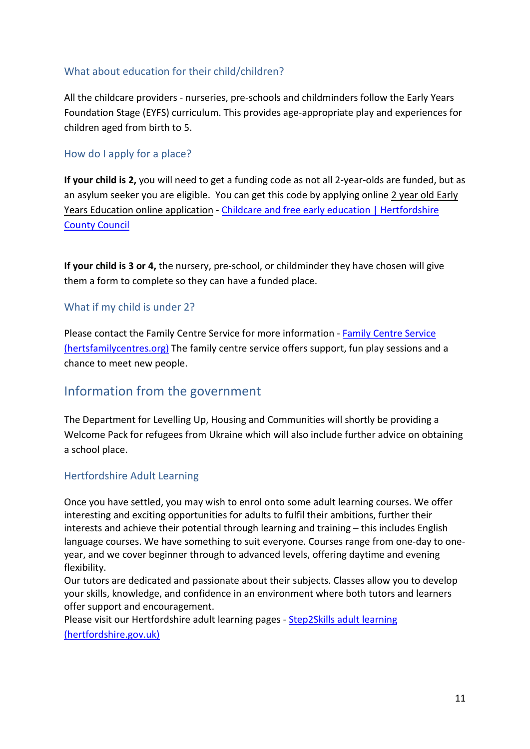### What about education for their child/children?

All the childcare providers - nurseries, pre-schools and childminders follow the Early Years Foundation Stage (EYFS) curriculum. This provides age-appropriate play and experiences for children aged from birth to 5.

### How do I apply for a place?

**If your child is 2,** you will need to get a funding code as not all 2-year-olds are funded, but as an asylum seeker you are eligible. You can get this code by applying online 2 year old Early Years Education online application - [Childcare and free early education | Hertfordshire County Council]

**If your child is 3 or 4,** the nursery, pre-school, or childminder they have chosen will give them a form to complete so they can have a funded place.

### What if my child is under 2?

Please contact the Family Centre Service for more information - [Family Centre Service (hertsfamilycentres.org)] The family centre service offers support, fun play sessions and a chance to meet new people.

## Information from the government

The Department for Levelling Up, Housing and Communities will shortly be providing a Welcome Pack for refugees from Ukraine which will also include further advice on obtaining a school place.

### Hertfordshire Adult Learning

Once you have settled, you may wish to enrol onto some adult learning courses. We offer interesting and exciting opportunities for adults to fulfil their ambitions, further their interests and achieve their potential through learning and training – this includes English language courses. We have something to suit everyone. Courses range from one-day to one-year, and we cover beginner through to advanced levels, offering daytime and evening flexibility.

Our tutors are dedicated and passionate about their subjects. Classes allow you to develop your skills, knowledge, and confidence in an environment where both tutors and learners offer support and encouragement.

Please visit our Hertfordshire adult learning pages - [Step2Skills adult learning (hertfordshire.gov.uk)]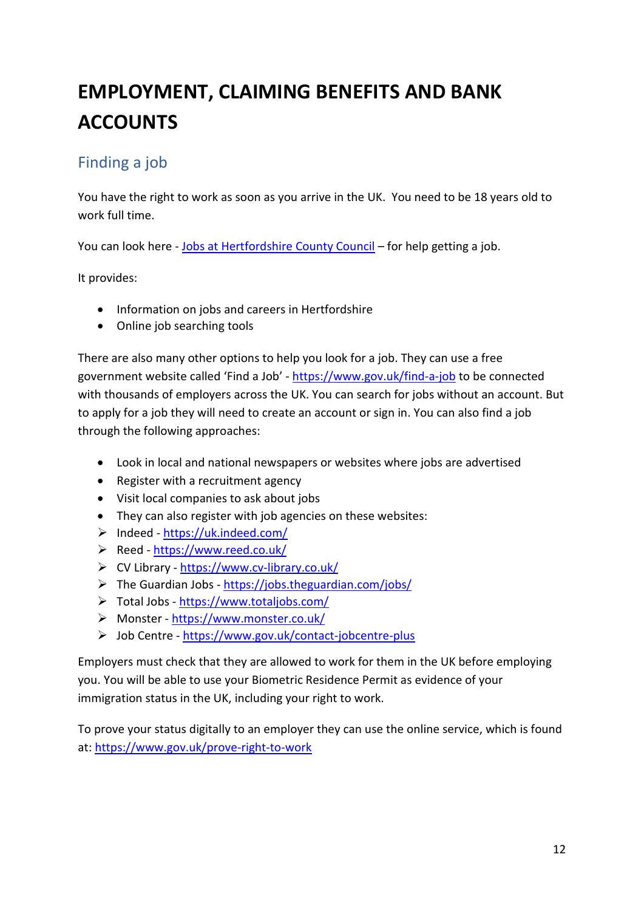# EMPLOYMENT, CLAIMING BENEFITS AND BANK ACCOUNTS

## Finding a job

You have the right to work as soon as you arrive in the UK. You need to be 18 years old to work full time.

You can look here - [Jobs at Hertfordshire County Council](#) – for help getting a job.

It provides:

- Information on jobs and careers in Hertfordshire
- Online job searching tools

There are also many other options to help you look for a job. They can use a free government website called 'Find a Job' - [https://www.gov.uk/find-a-job](https://www.gov.uk/find-a-job) to be connected with thousands of employers across the UK. You can search for jobs without an account. But to apply for a job they will need to create an account or sign in. You can also find a job through the following approaches:

- Look in local and national newspapers or websites where jobs are advertised
- Register with a recruitment agency
- Visit local companies to ask about jobs
- They can also register with job agencies on these websites:
  - Indeed - [https://uk.indeed.com/](https://uk.indeed.com/)
  - Reed - [https://www.reed.co.uk/](https://www.reed.co.uk/)
  - CV Library - [https://www.cv-library.co.uk/](https://www.cv-library.co.uk/)
  - The Guardian Jobs - [https://jobs.theguardian.com/jobs/](https://jobs.theguardian.com/jobs/)
  - Total Jobs - [https://www.totaljobs.com/](https://www.totaljobs.com/)
  - Monster - [https://www.monster.co.uk/](https://www.monster.co.uk/)
  - Job Centre - [https://www.gov.uk/contact-jobcentre-plus](https://www.gov.uk/contact-jobcentre-plus)

Employers must check that they are allowed to work for them in the UK before employing you. You will be able to use your Biometric Residence Permit as evidence of your immigration status in the UK, including your right to work.

To prove your status digitally to an employer they can use the online service, which is found at: [https://www.gov.uk/prove-right-to-work](https://www.gov.uk/prove-right-to-work)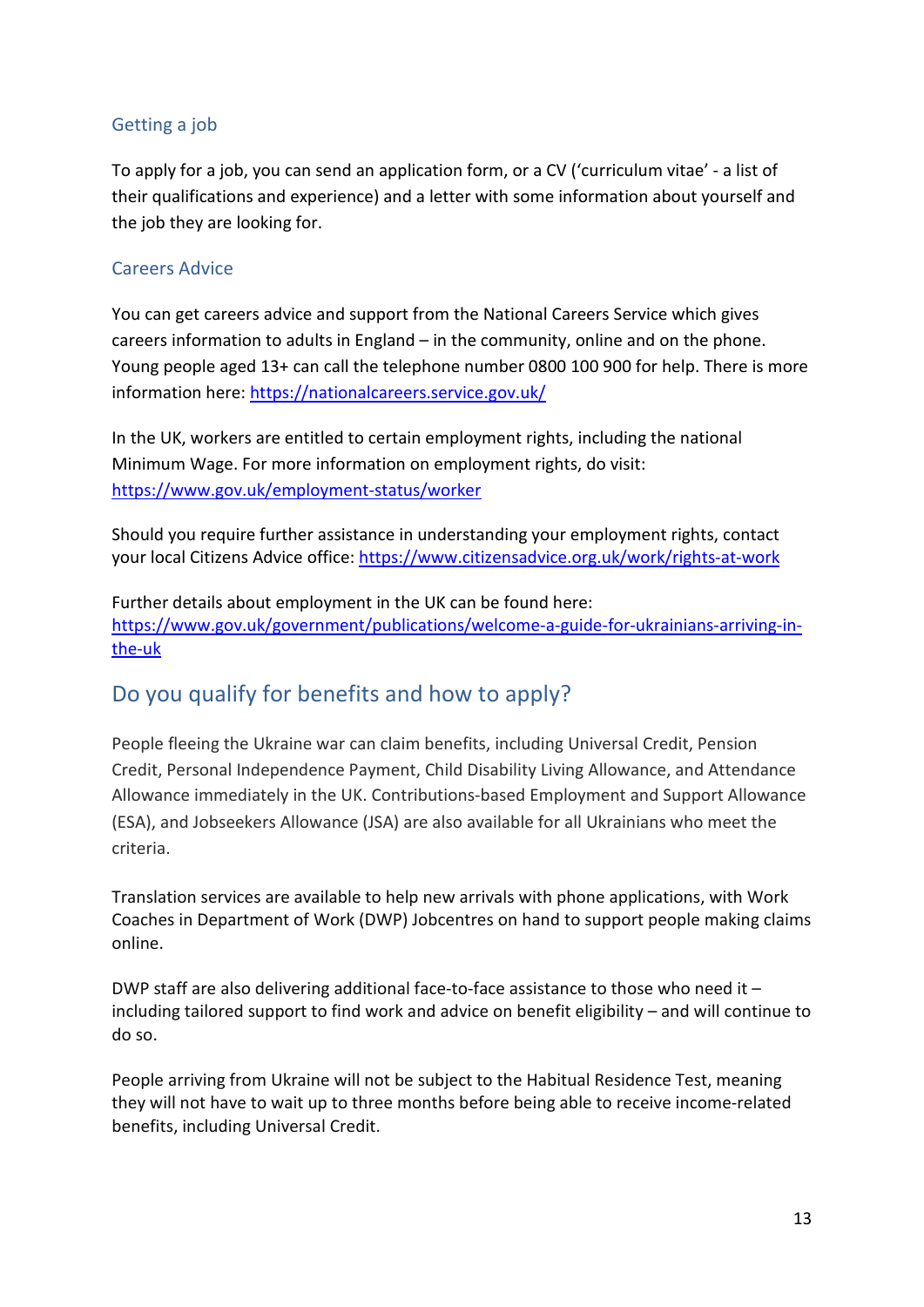### Getting a job

To apply for a job, you can send an application form, or a CV ('curriculum vitae' - a list of their qualifications and experience) and a letter with some information about yourself and the job they are looking for.

### Careers Advice

You can get careers advice and support from the National Careers Service which gives careers information to adults in England – in the community, online and on the phone. Young people aged 13+ can call the telephone number 0800 100 900 for help. There is more information here: https://nationalcareers.service.gov.uk/

In the UK, workers are entitled to certain employment rights, including the national Minimum Wage. For more information on employment rights, do visit: https://www.gov.uk/employment-status/worker

Should you require further assistance in understanding your employment rights, contact your local Citizens Advice office: https://www.citizensadvice.org.uk/work/rights-at-work

Further details about employment in the UK can be found here: https://www.gov.uk/government/publications/welcome-a-guide-for-ukrainians-arriving-in-the-uk

## Do you qualify for benefits and how to apply?

People fleeing the Ukraine war can claim benefits, including Universal Credit, Pension Credit, Personal Independence Payment, Child Disability Living Allowance, and Attendance Allowance immediately in the UK. Contributions-based Employment and Support Allowance (ESA), and Jobseekers Allowance (JSA) are also available for all Ukrainians who meet the criteria.

Translation services are available to help new arrivals with phone applications, with Work Coaches in Department of Work (DWP) Jobcentres on hand to support people making claims online.

DWP staff are also delivering additional face-to-face assistance to those who need it – including tailored support to find work and advice on benefit eligibility – and will continue to do so.

People arriving from Ukraine will not be subject to the Habitual Residence Test, meaning they will not have to wait up to three months before being able to receive income-related benefits, including Universal Credit.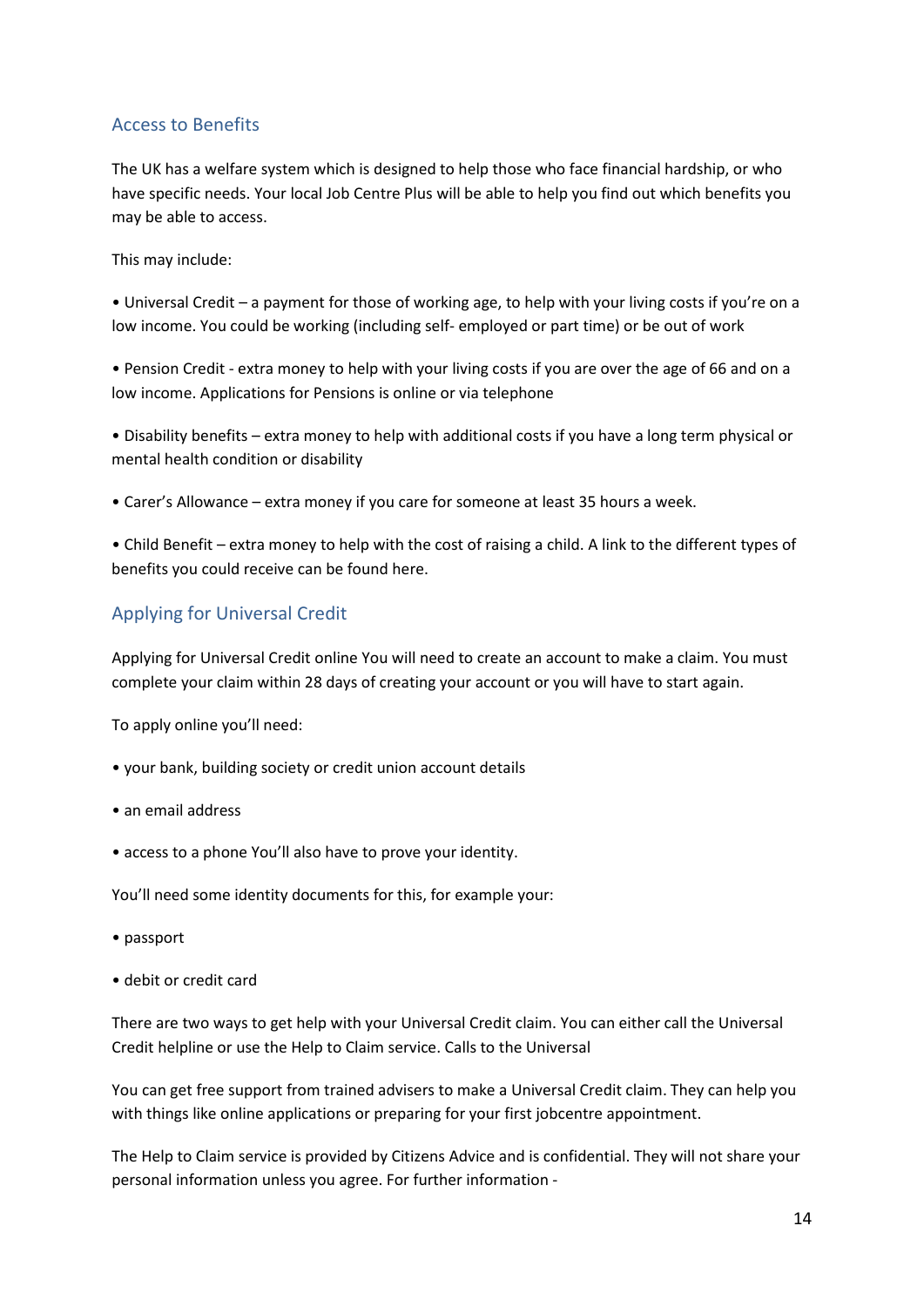## Access to Benefits

The UK has a welfare system which is designed to help those who face financial hardship, or who have specific needs. Your local Job Centre Plus will be able to help you find out which benefits you may be able to access.

This may include:

• Universal Credit – a payment for those of working age, to help with your living costs if you're on a low income. You could be working (including self- employed or part time) or be out of work

• Pension Credit - extra money to help with your living costs if you are over the age of 66 and on a low income. Applications for Pensions is online or via telephone

• Disability benefits – extra money to help with additional costs if you have a long term physical or mental health condition or disability

• Carer's Allowance – extra money if you care for someone at least 35 hours a week.

• Child Benefit – extra money to help with the cost of raising a child. A link to the different types of benefits you could receive can be found here.

## Applying for Universal Credit

Applying for Universal Credit online You will need to create an account to make a claim. You must complete your claim within 28 days of creating your account or you will have to start again.

To apply online you'll need:

• your bank, building society or credit union account details

• an email address

• access to a phone You'll also have to prove your identity.

You'll need some identity documents for this, for example your:

• passport

• debit or credit card

There are two ways to get help with your Universal Credit claim. You can either call the Universal Credit helpline or use the Help to Claim service. Calls to the Universal

You can get free support from trained advisers to make a Universal Credit claim. They can help you with things like online applications or preparing for your first jobcentre appointment.

The Help to Claim service is provided by Citizens Advice and is confidential. They will not share your personal information unless you agree. For further information -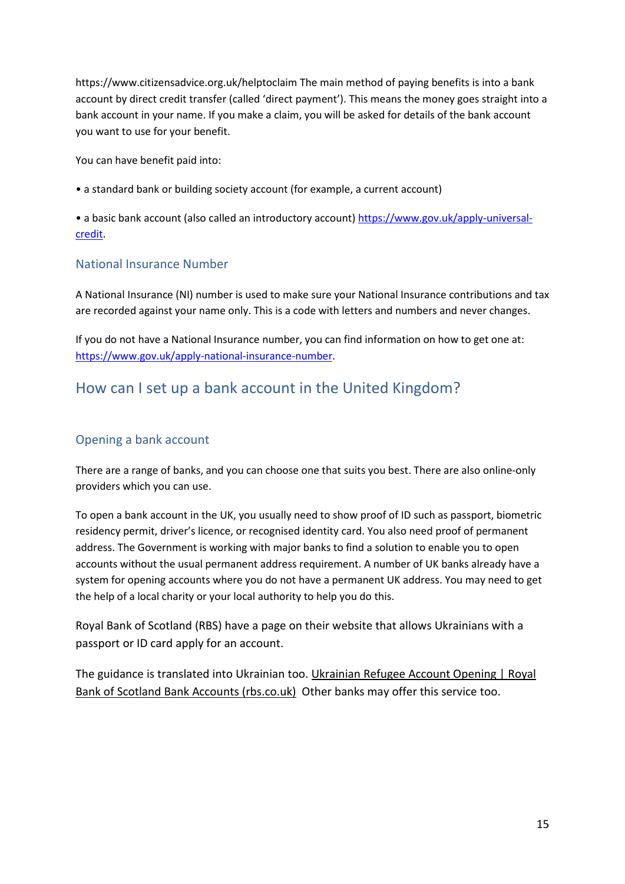https://www.citizensadvice.org.uk/helptoclaim The main method of paying benefits is into a bank account by direct credit transfer (called 'direct payment'). This means the money goes straight into a bank account in your name. If you make a claim, you will be asked for details of the bank account you want to use for your benefit.

You can have benefit paid into:

- a standard bank or building society account (for example, a current account)
- a basic bank account (also called an introductory account) [https://www.gov.uk/apply-universal-credit](https://www.gov.uk/apply-universal-credit).

### National Insurance Number

A National Insurance (NI) number is used to make sure your National Insurance contributions and tax are recorded against your name only. This is a code with letters and numbers and never changes.

If you do not have a National Insurance number, you can find information on how to get one at: [https://www.gov.uk/apply-national-insurance-number](https://www.gov.uk/apply-national-insurance-number).

## How can I set up a bank account in the United Kingdom?

### Opening a bank account

There are a range of banks, and you can choose one that suits you best. There are also online-only providers which you can use.

To open a bank account in the UK, you usually need to show proof of ID such as passport, biometric residency permit, driver's licence, or recognised identity card. You also need proof of permanent address. The Government is working with major banks to find a solution to enable you to open accounts without the usual permanent address requirement. A number of UK banks already have a system for opening accounts where you do not have a permanent UK address. You may need to get the help of a local charity or your local authority to help you do this.

Royal Bank of Scotland (RBS) have a page on their website that allows Ukrainians with a passport or ID card apply for an account.

The guidance is translated into Ukrainian too. Ukrainian Refugee Account Opening | Royal Bank of Scotland Bank Accounts (rbs.co.uk) Other banks may offer this service too.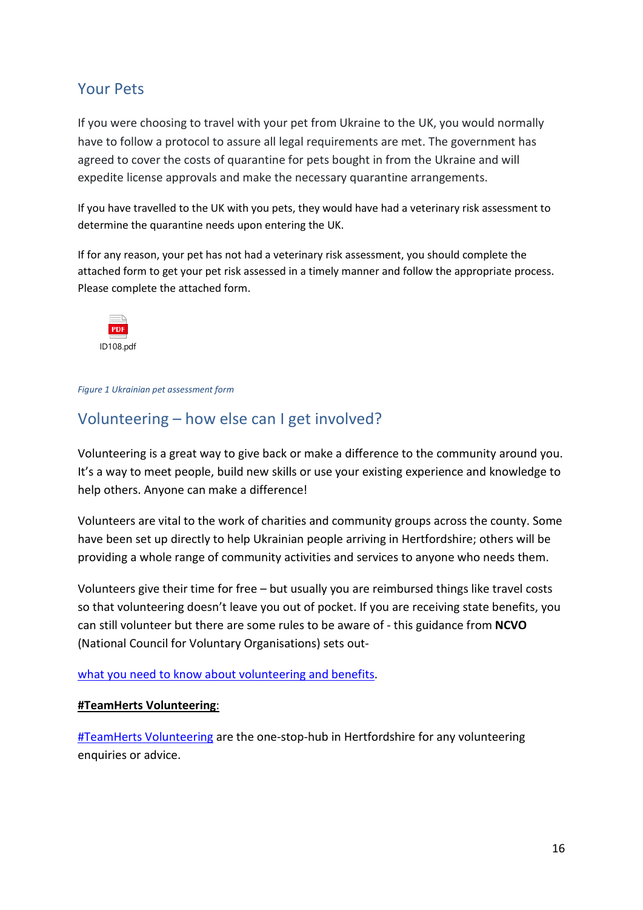## Your Pets

If you were choosing to travel with your pet from Ukraine to the UK, you would normally have to follow a protocol to assure all legal requirements are met. The government has agreed to cover the costs of quarantine for pets bought in from the Ukraine and will expedite license approvals and make the necessary quarantine arrangements.

If you have travelled to the UK with you pets, they would have had a veterinary risk assessment to determine the quarantine needs upon entering the UK.

If for any reason, your pet has not had a veterinary risk assessment, you should complete the attached form to get your pet risk assessed in a timely manner and follow the appropriate process. Please complete the attached form.

ID108.pdf

*Figure 1 Ukrainian pet assessment form*

## Volunteering – how else can I get involved?

Volunteering is a great way to give back or make a difference to the community around you. It's a way to meet people, build new skills or use your existing experience and knowledge to help others. Anyone can make a difference!

Volunteers are vital to the work of charities and community groups across the county. Some have been set up directly to help Ukrainian people arriving in Hertfordshire; others will be providing a whole range of community activities and services to anyone who needs them.

Volunteers give their time for free – but usually you are reimbursed things like travel costs so that volunteering doesn't leave you out of pocket. If you are receiving state benefits, you can still volunteer but there are some rules to be aware of - this guidance from **NCVO** (National Council for Voluntary Organisations) sets out-

what you need to know about volunteering and benefits.

**#TeamHerts Volunteering**:

#TeamHerts Volunteering are the one-stop-hub in Hertfordshire for any volunteering enquiries or advice.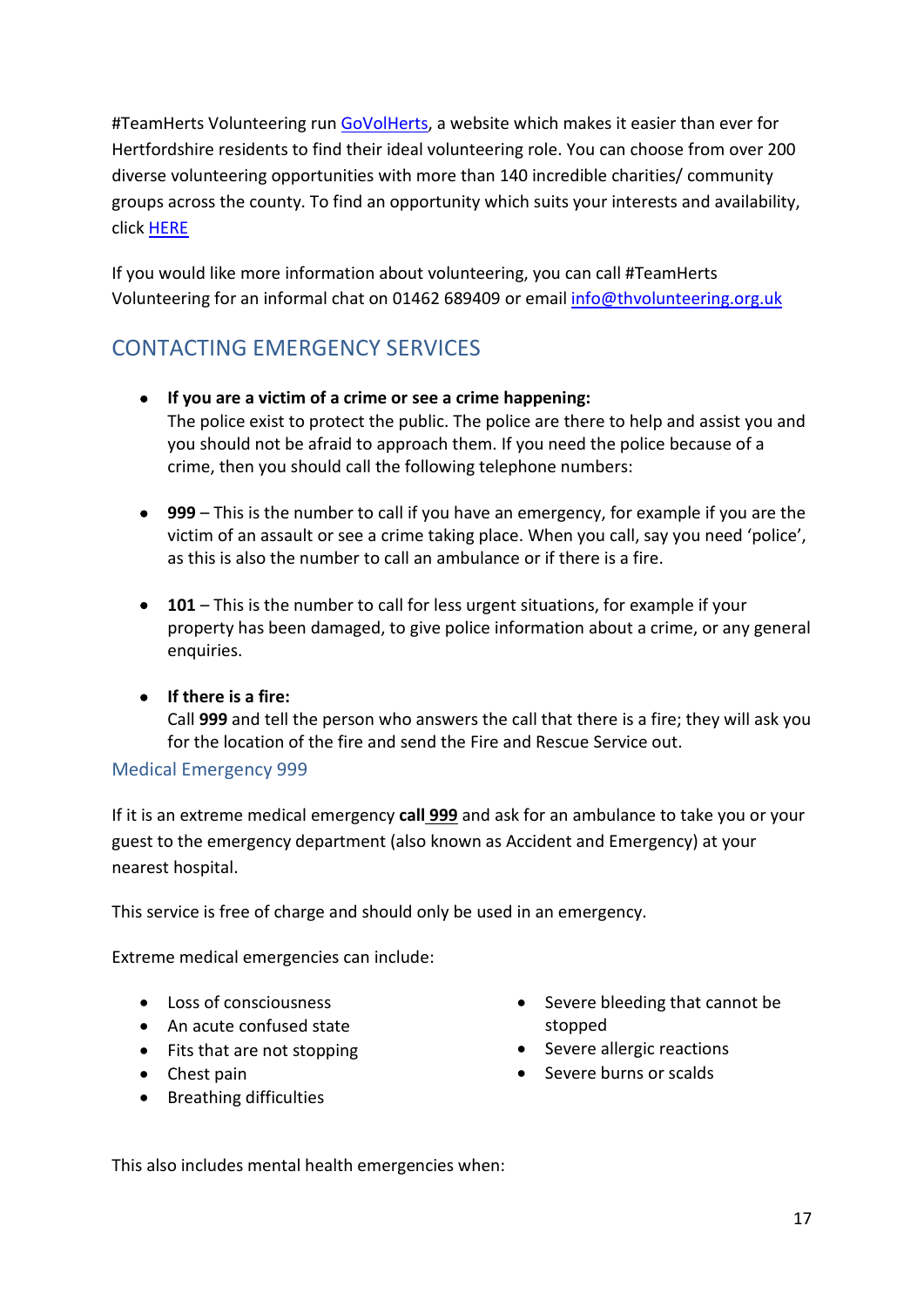#TeamHerts Volunteering run GoVolHerts, a website which makes it easier than ever for Hertfordshire residents to find their ideal volunteering role. You can choose from over 200 diverse volunteering opportunities with more than 140 incredible charities/ community groups across the county. To find an opportunity which suits your interests and availability, click HERE

If you would like more information about volunteering, you can call #TeamHerts Volunteering for an informal chat on 01462 689409 or email info@thvolunteering.org.uk

## CONTACTING EMERGENCY SERVICES

- **If you are a victim of a crime or see a crime happening:**
  The police exist to protect the public. The police are there to help and assist you and you should not be afraid to approach them. If you need the police because of a crime, then you should call the following telephone numbers:

- **999** – This is the number to call if you have an emergency, for example if you are the victim of an assault or see a crime taking place. When you call, say you need 'police', as this is also the number to call an ambulance or if there is a fire.

- **101** – This is the number to call for less urgent situations, for example if your property has been damaged, to give police information about a crime, or any general enquiries.

- **If there is a fire:**
  Call **999** and tell the person who answers the call that there is a fire; they will ask you for the location of the fire and send the Fire and Rescue Service out.

### Medical Emergency 999

If it is an extreme medical emergency **call 999** and ask for an ambulance to take you or your guest to the emergency department (also known as Accident and Emergency) at your nearest hospital.

This service is free of charge and should only be used in an emergency.

Extreme medical emergencies can include:

- Loss of consciousness
- An acute confused state
- Fits that are not stopping
- Chest pain
- Breathing difficulties
- Severe bleeding that cannot be stopped
- Severe allergic reactions
- Severe burns or scalds

This also includes mental health emergencies when: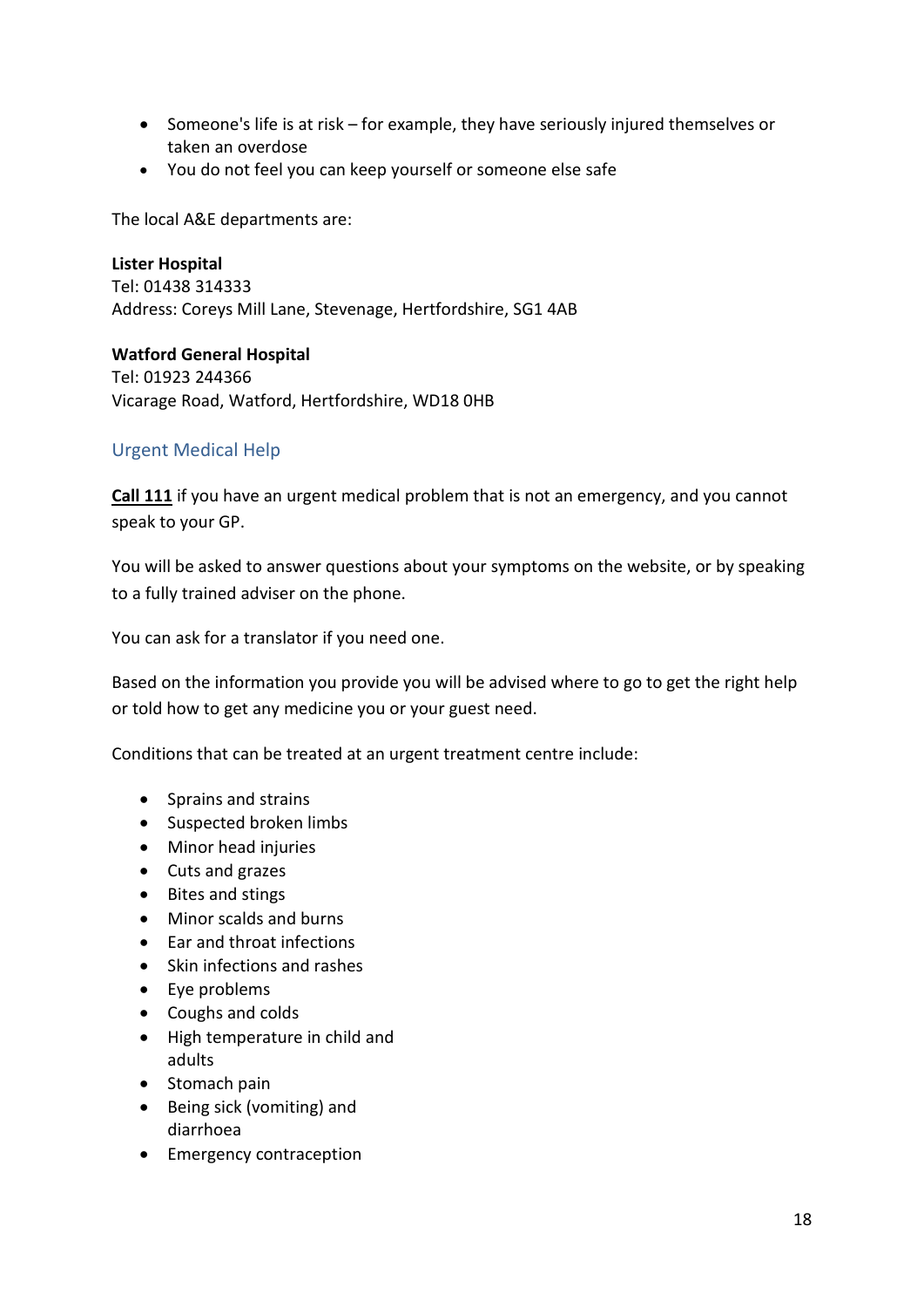- Someone's life is at risk – for example, they have seriously injured themselves or taken an overdose
- You do not feel you can keep yourself or someone else safe

The local A&E departments are:

**Lister Hospital**
Tel: 01438 314333
Address: Coreys Mill Lane, Stevenage, Hertfordshire, SG1 4AB

**Watford General Hospital**
Tel: 01923 244366
Vicarage Road, Watford, Hertfordshire, WD18 0HB

## Urgent Medical Help

**Call 111** if you have an urgent medical problem that is not an emergency, and you cannot speak to your GP.

You will be asked to answer questions about your symptoms on the website, or by speaking to a fully trained adviser on the phone.

You can ask for a translator if you need one.

Based on the information you provide you will be advised where to go to get the right help or told how to get any medicine you or your guest need.

Conditions that can be treated at an urgent treatment centre include:

- Sprains and strains
- Suspected broken limbs
- Minor head injuries
- Cuts and grazes
- Bites and stings
- Minor scalds and burns
- Ear and throat infections
- Skin infections and rashes
- Eye problems
- Coughs and colds
- High temperature in child and adults
- Stomach pain
- Being sick (vomiting) and diarrhoea
- Emergency contraception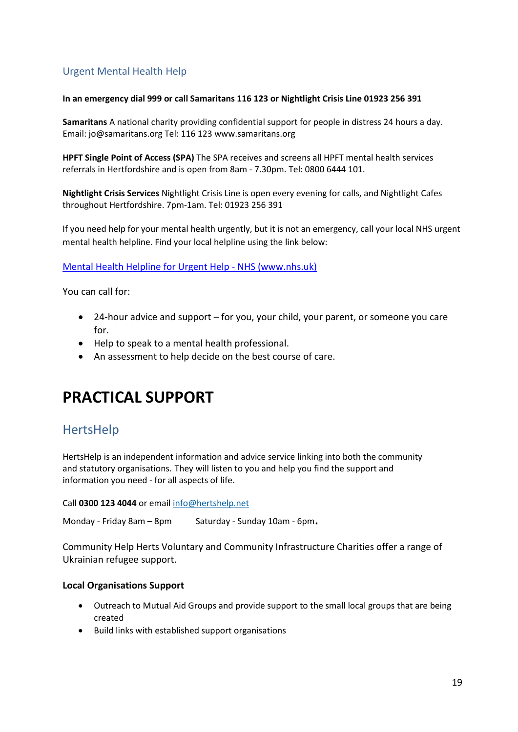## Urgent Mental Health Help

**In an emergency dial 999 or call Samaritans 116 123 or Nightlight Crisis Line 01923 256 391**

**Samaritans** A national charity providing confidential support for people in distress 24 hours a day. Email: jo@samaritans.org Tel: 116 123 www.samaritans.org

**HPFT Single Point of Access (SPA)** The SPA receives and screens all HPFT mental health services referrals in Hertfordshire and is open from 8am - 7.30pm. Tel: 0800 6444 101.

**Nightlight Crisis Services** Nightlight Crisis Line is open every evening for calls, and Nightlight Cafes throughout Hertfordshire. 7pm-1am. Tel: 01923 256 391

If you need help for your mental health urgently, but it is not an emergency, call your local NHS urgent mental health helpline. Find your local helpline using the link below:

[Mental Health Helpline for Urgent Help - NHS (www.nhs.uk)](www.nhs.uk)

You can call for:

- 24-hour advice and support – for you, your child, your parent, or someone you care for.
- Help to speak to a mental health professional.
- An assessment to help decide on the best course of care.

# PRACTICAL SUPPORT

## HertsHelp

HertsHelp is an independent information and advice service linking into both the community and statutory organisations. They will listen to you and help you find the support and information you need - for all aspects of life.

Call **0300 123 4044** or email info@hertshelp.net

Monday - Friday 8am – 8pm Saturday - Sunday 10am - 6pm.

Community Help Herts Voluntary and Community Infrastructure Charities offer a range of Ukrainian refugee support.

**Local Organisations Support**

- Outreach to Mutual Aid Groups and provide support to the small local groups that are being created
- Build links with established support organisations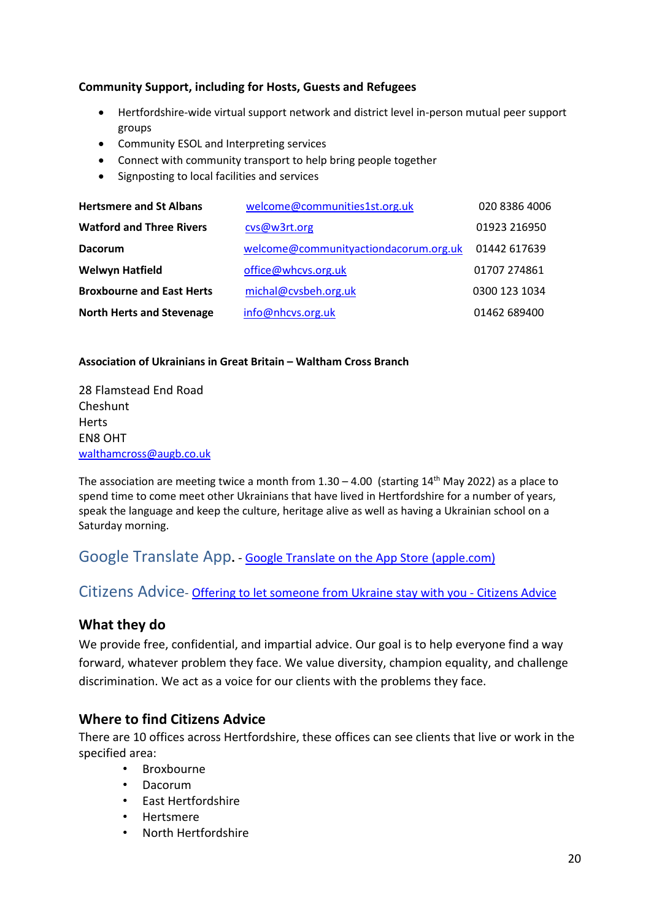**Community Support, including for Hosts, Guests and Refugees**

- Hertfordshire-wide virtual support network and district level in-person mutual peer support groups
- Community ESOL and Interpreting services
- Connect with community transport to help bring people together
- Signposting to local facilities and services

| | | |
|---|---|---|
| **Hertsmere and St Albans** | welcome@communities1st.org.uk | 020 8386 4006 |
| **Watford and Three Rivers** | cvs@w3rt.org | 01923 216950 |
| **Dacorum** | welcome@communityactiondacorum.org.uk | 01442 617639 |
| **Welwyn Hatfield** | office@whcvs.org.uk | 01707 274861 |
| **Broxbourne and East Herts** | michal@cvsbeh.org.uk | 0300 123 1034 |
| **North Herts and Stevenage** | info@nhcvs.org.uk | 01462 689400 |

**Association of Ukrainians in Great Britain – Waltham Cross Branch**

28 Flamstead End Road
Cheshunt
Herts
EN8 OHT
walthamcross@augb.co.uk

The association are meeting twice a month from 1.30 – 4.00 (starting 14th May 2022) as a place to spend time to come meet other Ukrainians that have lived in Hertfordshire for a number of years, speak the language and keep the culture, heritage alive as well as having a Ukrainian school on a Saturday morning.

## Google Translate App. - Google Translate on the App Store (apple.com)

## Citizens Advice- Offering to let someone from Ukraine stay with you - Citizens Advice

### What they do

We provide free, confidential, and impartial advice. Our goal is to help everyone find a way forward, whatever problem they face. We value diversity, champion equality, and challenge discrimination. We act as a voice for our clients with the problems they face.

### Where to find Citizens Advice

There are 10 offices across Hertfordshire, these offices can see clients that live or work in the specified area:

- Broxbourne
- Dacorum
- East Hertfordshire
- Hertsmere
- North Hertfordshire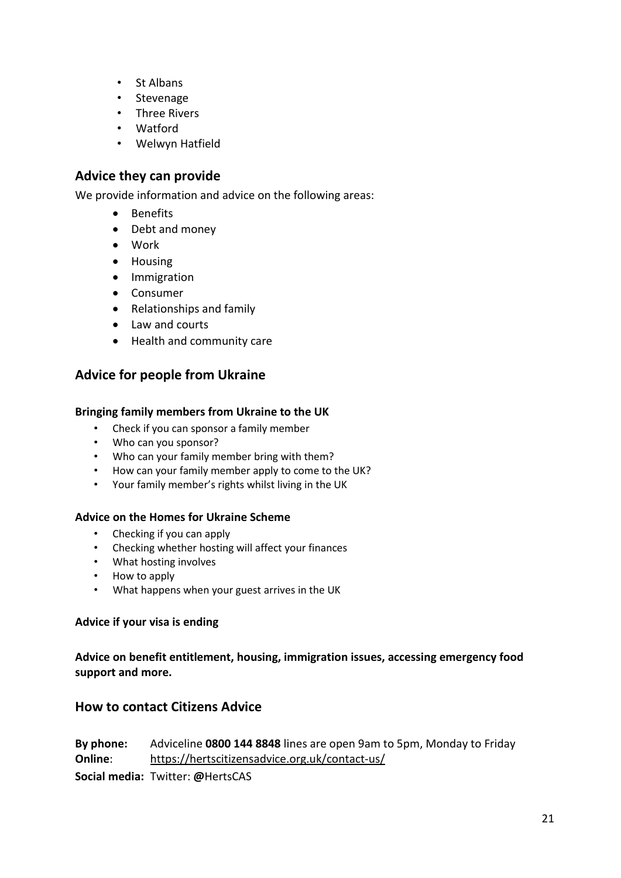- St Albans
- Stevenage
- Three Rivers
- Watford
- Welwyn Hatfield

## Advice they can provide

We provide information and advice on the following areas:

- Benefits
- Debt and money
- Work
- Housing
- Immigration
- Consumer
- Relationships and family
- Law and courts
- Health and community care

## Advice for people from Ukraine

**Bringing family members from Ukraine to the UK**

- Check if you can sponsor a family member
- Who can you sponsor?
- Who can your family member bring with them?
- How can your family member apply to come to the UK?
- Your family member's rights whilst living in the UK

**Advice on the Homes for Ukraine Scheme**

- Checking if you can apply
- Checking whether hosting will affect your finances
- What hosting involves
- How to apply
- What happens when your guest arrives in the UK

**Advice if your visa is ending**

**Advice on benefit entitlement, housing, immigration issues, accessing emergency food support and more.**

## How to contact Citizens Advice

**By phone:** Adviceline **0800 144 8848** lines are open 9am to 5pm, Monday to Friday
**Online**: https://hertscitizensadvice.org.uk/contact-us/
**Social media:** Twitter: **@**HertsCAS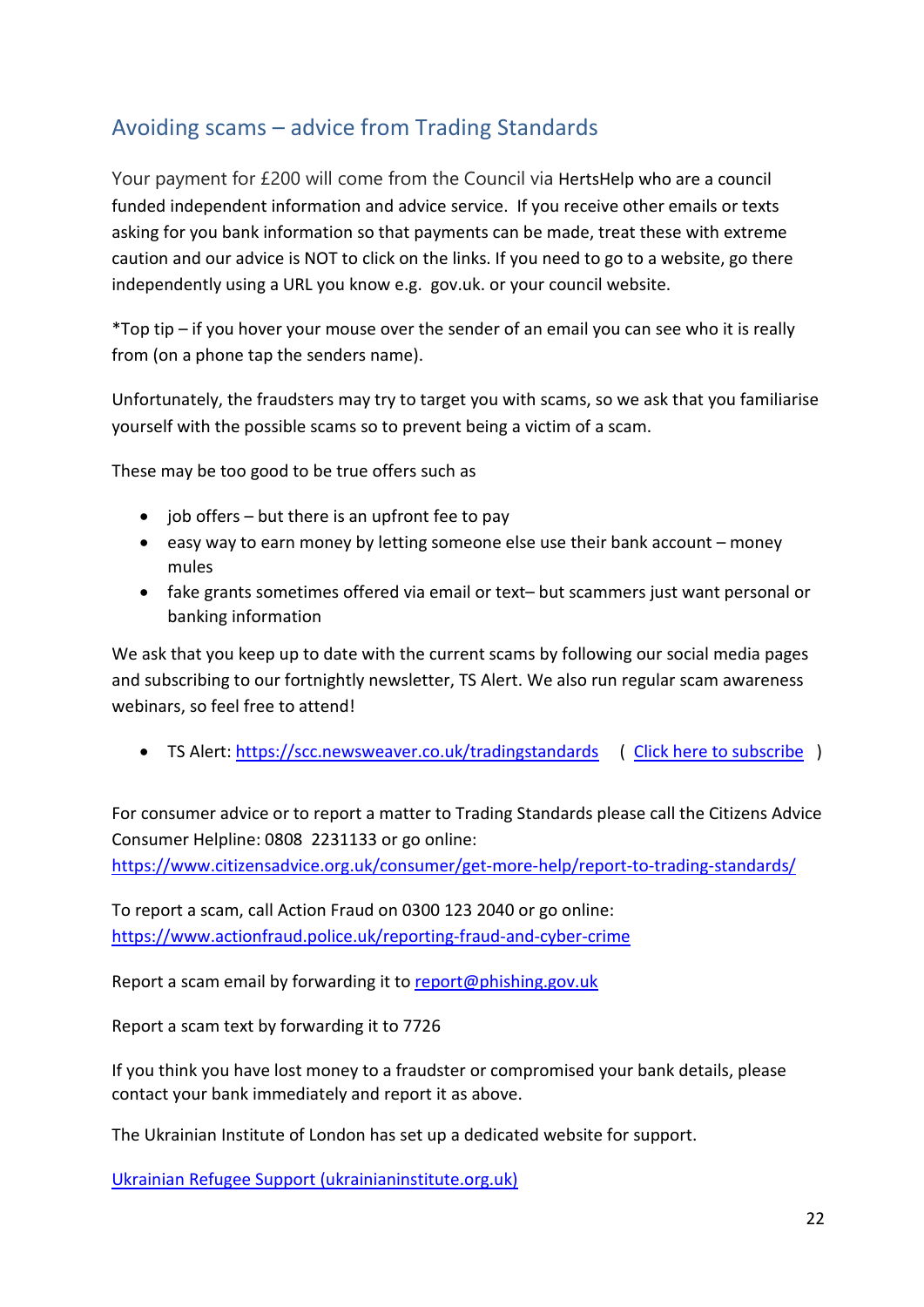## Avoiding scams – advice from Trading Standards

Your payment for £200 will come from the Council via HertsHelp who are a council funded independent information and advice service. If you receive other emails or texts asking for you bank information so that payments can be made, treat these with extreme caution and our advice is NOT to click on the links. If you need to go to a website, go there independently using a URL you know e.g. gov.uk. or your council website.

*Top tip – if you hover your mouse over the sender of an email you can see who it is really from (on a phone tap the senders name).

Unfortunately, the fraudsters may try to target you with scams, so we ask that you familiarise yourself with the possible scams so to prevent being a victim of a scam.

These may be too good to be true offers such as

- job offers – but there is an upfront fee to pay
- easy way to earn money by letting someone else use their bank account – money mules
- fake grants sometimes offered via email or text– but scammers just want personal or banking information

We ask that you keep up to date with the current scams by following our social media pages and subscribing to our fortnightly newsletter, TS Alert. We also run regular scam awareness webinars, so feel free to attend!

- TS Alert: https://scc.newsweaver.co.uk/tradingstandards ( Click here to subscribe )

For consumer advice or to report a matter to Trading Standards please call the Citizens Advice Consumer Helpline: 0808 2231133 or go online: https://www.citizensadvice.org.uk/consumer/get-more-help/report-to-trading-standards/

To report a scam, call Action Fraud on 0300 123 2040 or go online: https://www.actionfraud.police.uk/reporting-fraud-and-cyber-crime

Report a scam email by forwarding it to report@phishing.gov.uk

Report a scam text by forwarding it to 7726

If you think you have lost money to a fraudster or compromised your bank details, please contact your bank immediately and report it as above.

The Ukrainian Institute of London has set up a dedicated website for support.

Ukrainian Refugee Support (ukrainianinstitute.org.uk)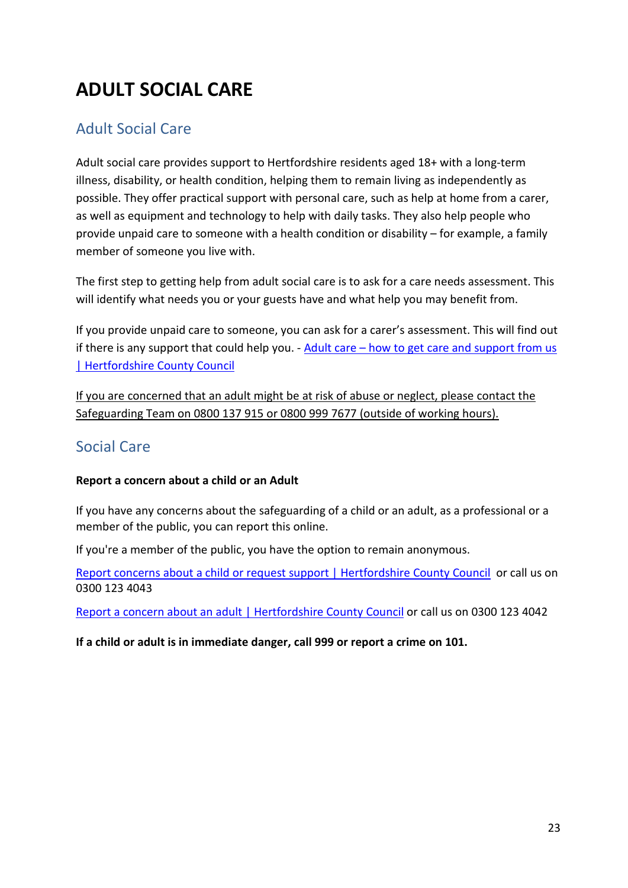# ADULT SOCIAL CARE

## Adult Social Care

Adult social care provides support to Hertfordshire residents aged 18+ with a long-term illness, disability, or health condition, helping them to remain living as independently as possible. They offer practical support with personal care, such as help at home from a carer, as well as equipment and technology to help with daily tasks. They also help people who provide unpaid care to someone with a health condition or disability – for example, a family member of someone you live with.

The first step to getting help from adult social care is to ask for a care needs assessment. This will identify what needs you or your guests have and what help you may benefit from.

If you provide unpaid care to someone, you can ask for a carer's assessment. This will find out if there is any support that could help you. - Adult care – how to get care and support from us | Hertfordshire County Council

If you are concerned that an adult might be at risk of abuse or neglect, please contact the Safeguarding Team on 0800 137 915 or 0800 999 7677 (outside of working hours).

## Social Care

**Report a concern about a child or an Adult**

If you have any concerns about the safeguarding of a child or an adult, as a professional or a member of the public, you can report this online.

If you're a member of the public, you have the option to remain anonymous.

Report concerns about a child or request support | Hertfordshire County Council or call us on 0300 123 4043

Report a concern about an adult | Hertfordshire County Council or call us on 0300 123 4042

**If a child or adult is in immediate danger, call 999 or report a crime on 101.**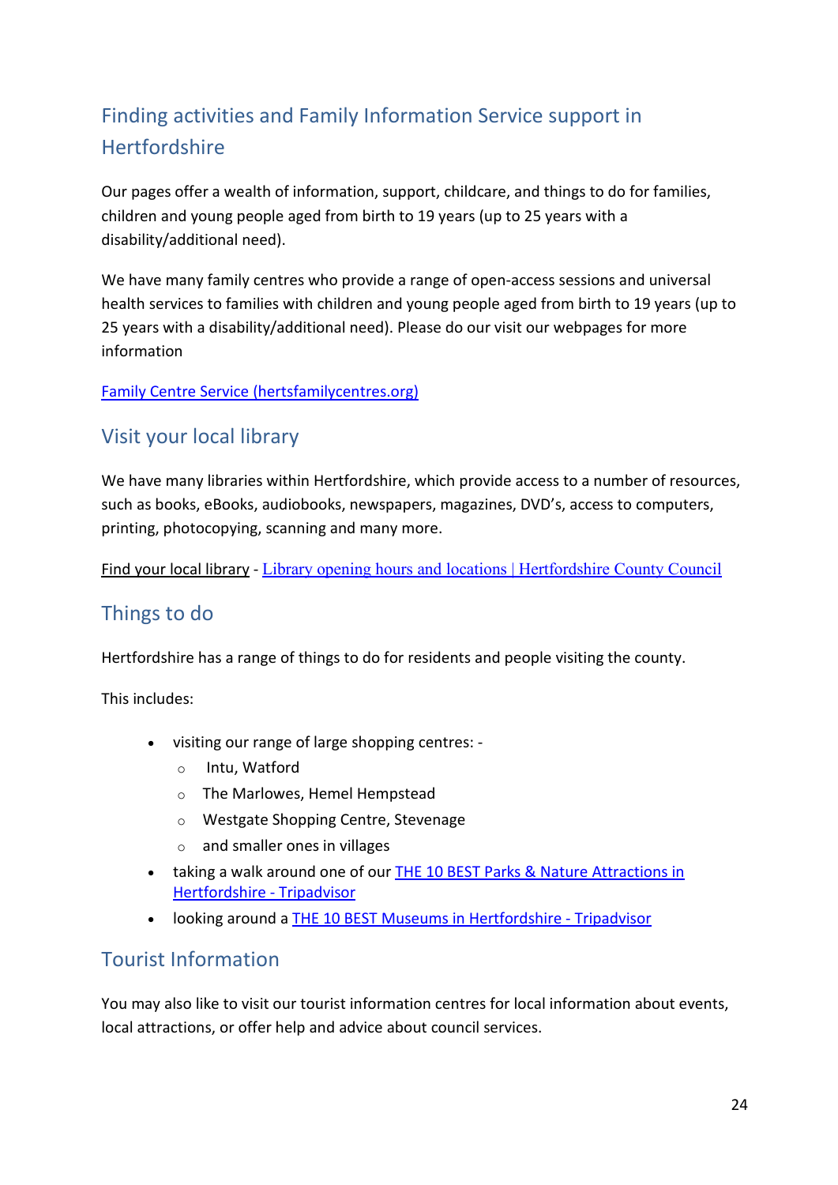## Finding activities and Family Information Service support in Hertfordshire

Our pages offer a wealth of information, support, childcare, and things to do for families, children and young people aged from birth to 19 years (up to 25 years with a disability/additional need).

We have many family centres who provide a range of open-access sessions and universal health services to families with children and young people aged from birth to 19 years (up to 25 years with a disability/additional need). Please do our visit our webpages for more information

Family Centre Service (hertsfamilycentres.org)

## Visit your local library

We have many libraries within Hertfordshire, which provide access to a number of resources, such as books, eBooks, audiobooks, newspapers, magazines, DVD's, access to computers, printing, photocopying, scanning and many more.

Find your local library - Library opening hours and locations | Hertfordshire County Council

## Things to do

Hertfordshire has a range of things to do for residents and people visiting the county.

This includes:

- visiting our range of large shopping centres: -
  - Intu, Watford
  - The Marlowes, Hemel Hempstead
  - Westgate Shopping Centre, Stevenage
  - and smaller ones in villages
- taking a walk around one of our THE 10 BEST Parks & Nature Attractions in Hertfordshire - Tripadvisor
- looking around a THE 10 BEST Museums in Hertfordshire - Tripadvisor

## Tourist Information

You may also like to visit our tourist information centres for local information about events, local attractions, or offer help and advice about council services.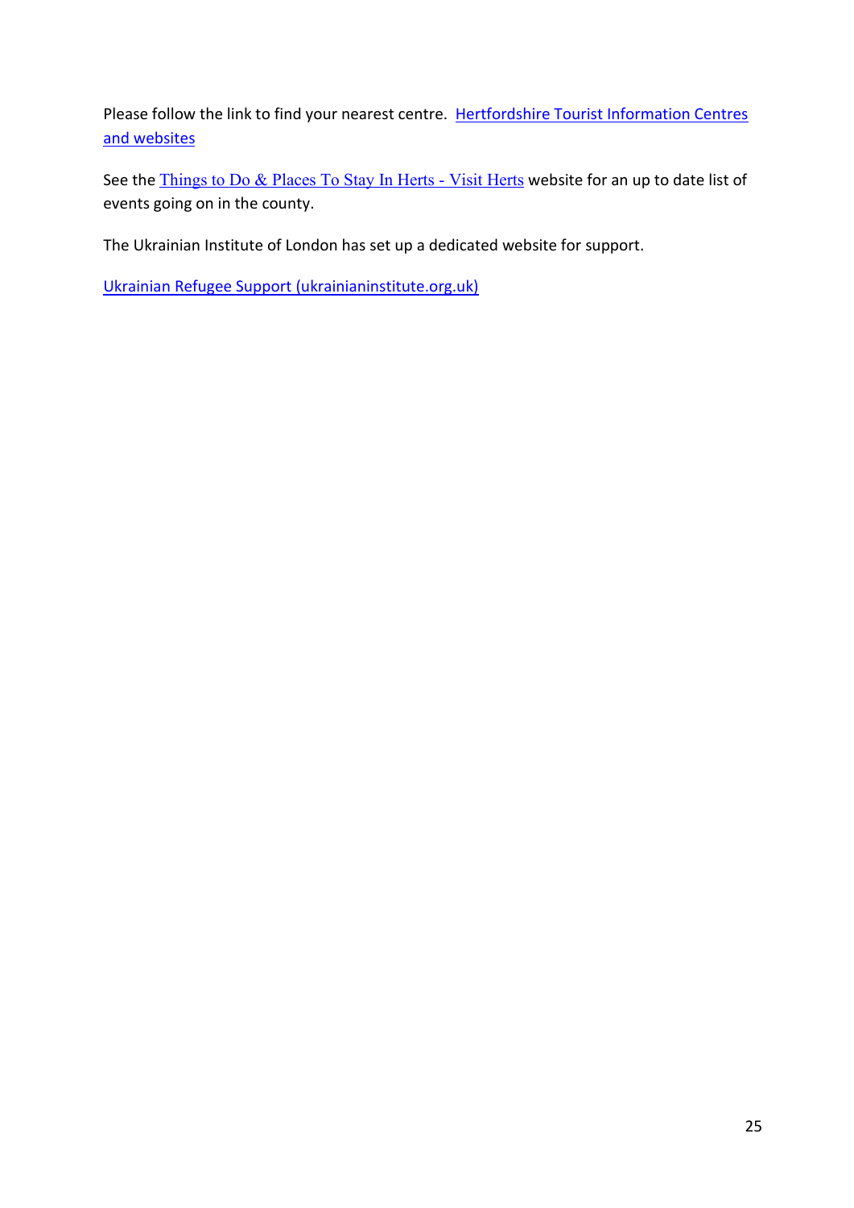Please follow the link to find your nearest centre. [Hertfordshire Tourist Information Centres and websites]

See the [Things to Do & Places To Stay In Herts - Visit Herts] website for an up to date list of events going on in the county.

The Ukrainian Institute of London has set up a dedicated website for support.

[Ukrainian Refugee Support (ukrainianinstitute.org.uk)]